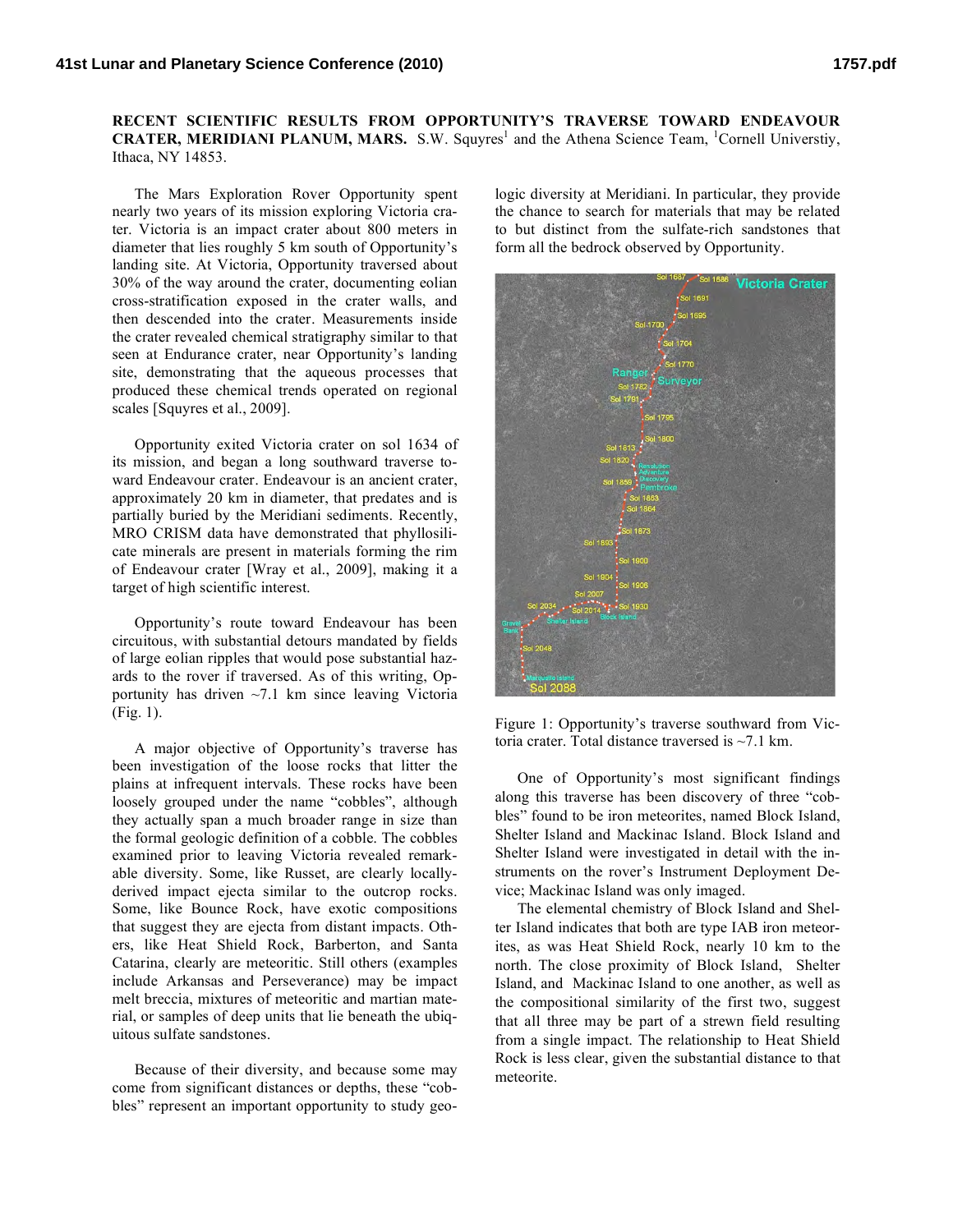**RECENT SCIENTIFIC RESULTS FROM OPPORTUNITY'S TRAVERSE TOWARD ENDEAVOUR CRATER, MERIDIANI PLANUM, MARS.** S.W. Squyres[1] and the Athena Science Team, [1]Cornell Universtiy, Ithaca, NY 14853.

The Mars Exploration Rover Opportunity spent nearly two years of its mission exploring Victoria crater. Victoria is an impact crater about 800 meters in diameter that lies roughly 5 km south of Opportunity's landing site. At Victoria, Opportunity traversed about 30% of the way around the crater, documenting eolian cross-stratification exposed in the crater walls, and then descended into the crater. Measurements inside the crater revealed chemical stratigraphy similar to that seen at Endurance crater, near Opportunity's landing site, demonstrating that the aqueous processes that produced these chemical trends operated on regional scales [Squyres et al., 2009].

Opportunity exited Victoria crater on sol 1634 of its mission, and began a long southward traverse toward Endeavour crater. Endeavour is an ancient crater, approximately 20 km in diameter, that predates and is partially buried by the Meridiani sediments. Recently, MRO CRISM data have demonstrated that phyllosilicate minerals are present in materials forming the rim of Endeavour crater [Wray et al., 2009], making it a target of high scientific interest.

Opportunity's route toward Endeavour has been circuitous, with substantial detours mandated by fields of large eolian ripples that would pose substantial hazards to the rover if traversed. As of this writing, Opportunity has driven ~7.1 km since leaving Victoria (Fig. 1).

A major objective of Opportunity's traverse has been investigation of the loose rocks that litter the plains at infrequent intervals. These rocks have been loosely grouped under the name "cobbles", although they actually span a much broader range in size than the formal geologic definition of a cobble. The cobbles examined prior to leaving Victoria revealed remarkable diversity. Some, like Russet, are clearly locally-derived impact ejecta similar to the outcrop rocks. Some, like Bounce Rock, have exotic compositions that suggest they are ejecta from distant impacts. Others, like Heat Shield Rock, Barberton, and Santa Catarina, clearly are meteoritic. Still others (examples include Arkansas and Perseverance) may be impact melt breccia, mixtures of meteoritic and martian material, or samples of deep units that lie beneath the ubiquitous sulfate sandstones.

Because of their diversity, and because some may come from significant distances or depths, these "cobbles" represent an important opportunity to study geologic diversity at Meridiani. In particular, they provide the chance to search for materials that may be related to but distinct from the sulfate-rich sandstones that form all the bedrock observed by Opportunity.

Figure 1: Opportunity's traverse southward from Victoria crater. Total distance traversed is ~7.1 km.

One of Opportunity's most significant findings along this traverse has been discovery of three "cobbles" found to be iron meteorites, named Block Island, Shelter Island and Mackinac Island. Block Island and Shelter Island were investigated in detail with the instruments on the rover's Instrument Deployment Device; Mackinac Island was only imaged.

The elemental chemistry of Block Island and Shelter Island indicates that both are type IAB iron meteorites, as was Heat Shield Rock, nearly 10 km to the north. The close proximity of Block Island, Shelter Island, and Mackinac Island to one another, as well as the compositional similarity of the first two, suggest that all three may be part of a strewn field resulting from a single impact. The relationship to Heat Shield Rock is less clear, given the substantial distance to that meteorite.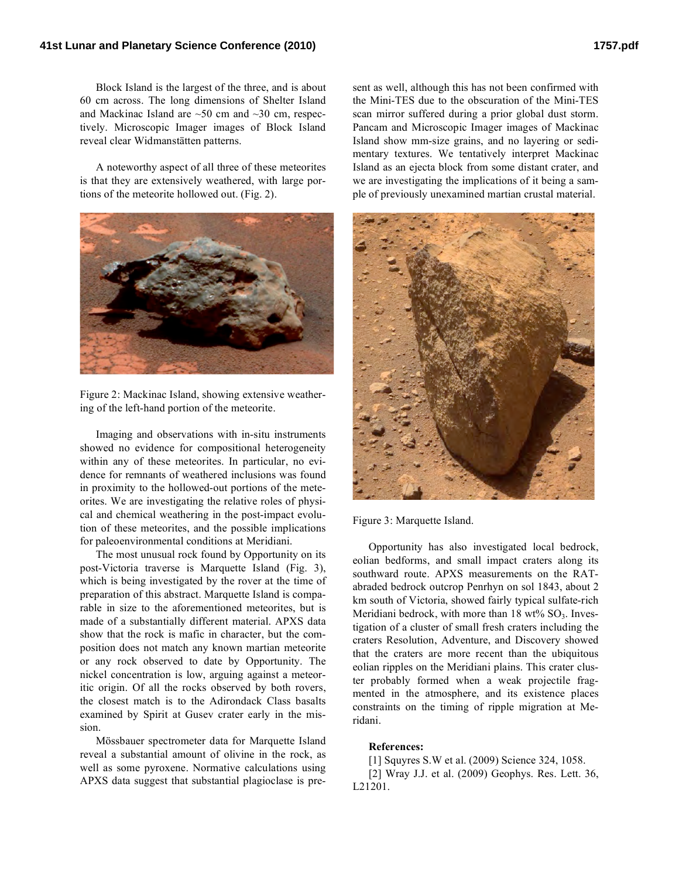Block Island is the largest of the three, and is about 60 cm across. The long dimensions of Shelter Island and Mackinac Island are ~50 cm and ~30 cm, respectively. Microscopic Imager images of Block Island reveal clear Widmanstätten patterns.

A noteworthy aspect of all three of these meteorites is that they are extensively weathered, with large portions of the meteorite hollowed out. (Fig. 2).

Figure 2: Mackinac Island, showing extensive weathering of the left-hand portion of the meteorite.

Imaging and observations with in-situ instruments showed no evidence for compositional heterogeneity within any of these meteorites. In particular, no evidence for remnants of weathered inclusions was found in proximity to the hollowed-out portions of the meteorites. We are investigating the relative roles of physical and chemical weathering in the post-impact evolution of these meteorites, and the possible implications for paleoenvironmental conditions at Meridiani.

The most unusual rock found by Opportunity on its post-Victoria traverse is Marquette Island (Fig. 3), which is being investigated by the rover at the time of preparation of this abstract. Marquette Island is comparable in size to the aforementioned meteorites, but is made of a substantially different material. APXS data show that the rock is mafic in character, but the composition does not match any known martian meteorite or any rock observed to date by Opportunity. The nickel concentration is low, arguing against a meteoritic origin. Of all the rocks observed by both rovers, the closest match is to the Adirondack Class basalts examined by Spirit at Gusev crater early in the mission.

Mössbauer spectrometer data for Marquette Island reveal a substantial amount of olivine in the rock, as well as some pyroxene. Normative calculations using APXS data suggest that substantial plagioclase is present as well, although this has not been confirmed with the Mini-TES due to the obscuration of the Mini-TES scan mirror suffered during a prior global dust storm. Pancam and Microscopic Imager images of Mackinac Island show mm-size grains, and no layering or sedimentary textures. We tentatively interpret Mackinac Island as an ejecta block from some distant crater, and we are investigating the implications of it being a sample of previously unexamined martian crustal material.

Figure 3: Marquette Island.

Opportunity has also investigated local bedrock, eolian bedforms, and small impact craters along its southward route. APXS measurements on the RAT-abraded bedrock outcrop Penrhyn on sol 1843, about 2 km south of Victoria, showed fairly typical sulfate-rich Meridiani bedrock, with more than 18 wt% $SO_3$. Investigation of a cluster of small fresh craters including the craters Resolution, Adventure, and Discovery showed that the craters are more recent than the ubiquitous eolian ripples on the Meridiani plains. This crater cluster probably formed when a weak projectile fragmented in the atmosphere, and its existence places constraints on the timing of ripple migration at Meridiani.

**References:**

[1] Squyres S.W et al. (2009) Science 324, 1058.

[2] Wray J.J. et al. (2009) Geophys. Res. Lett. 36, L21201.